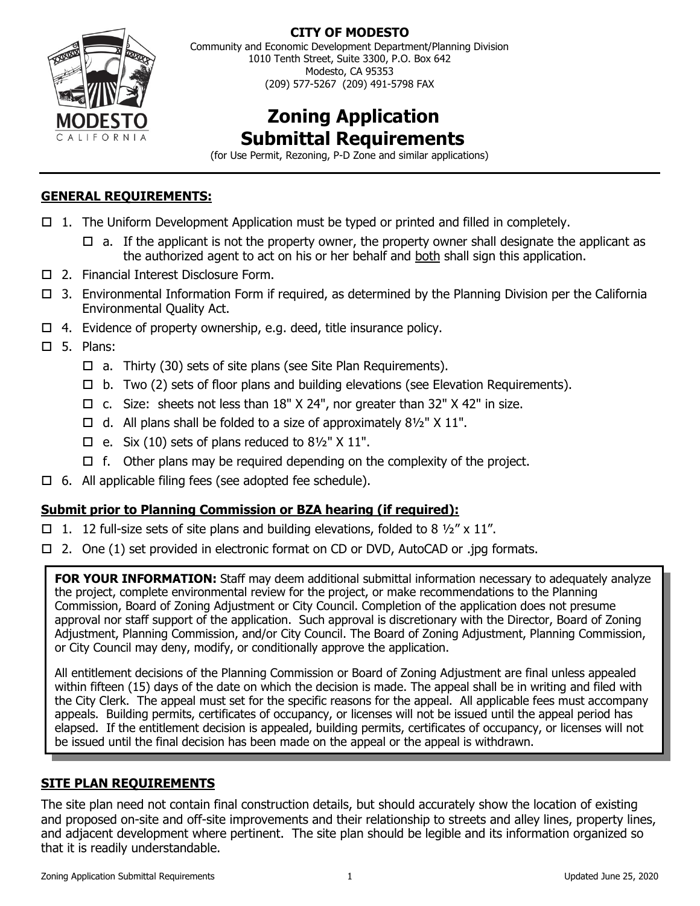**CITY OF MODESTO**
Community and Economic Development Department/Planning Division
1010 Tenth Street, Suite 3300, P.O. Box 642
Modesto, CA 95353
(209) 577-5267 (209) 491-5798 FAX

# Zoning Application Submittal Requirements

(for Use Permit, Rezoning, P-D Zone and similar applications)

## GENERAL REQUIREMENTS:

- ☐ 1. The Uniform Development Application must be typed or printed and filled in completely.
  - ☐ a. If the applicant is not the property owner, the property owner shall designate the applicant as the authorized agent to act on his or her behalf and both shall sign this application.
- ☐ 2. Financial Interest Disclosure Form.
- ☐ 3. Environmental Information Form if required, as determined by the Planning Division per the California Environmental Quality Act.
- ☐ 4. Evidence of property ownership, e.g. deed, title insurance policy.
- ☐ 5. Plans:
  - ☐ a. Thirty (30) sets of site plans (see Site Plan Requirements).
  - ☐ b. Two (2) sets of floor plans and building elevations (see Elevation Requirements).
  - ☐ c. Size: sheets not less than 18" X 24", nor greater than 32" X 42" in size.
  - ☐ d. All plans shall be folded to a size of approximately 8½" X 11".
  - ☐ e. Six (10) sets of plans reduced to 8½" X 11".
  - ☐ f. Other plans may be required depending on the complexity of the project.
- ☐ 6. All applicable filing fees (see adopted fee schedule).

## Submit prior to Planning Commission or BZA hearing (if required):

- ☐ 1. 12 full-size sets of site plans and building elevations, folded to 8 ½" x 11".
- ☐ 2. One (1) set provided in electronic format on CD or DVD, AutoCAD or .jpg formats.

> **FOR YOUR INFORMATION:** Staff may deem additional submittal information necessary to adequately analyze the project, complete environmental review for the project, or make recommendations to the Planning Commission, Board of Zoning Adjustment or City Council. Completion of the application does not presume approval nor staff support of the application. Such approval is discretionary with the Director, Board of Zoning Adjustment, Planning Commission, and/or City Council. The Board of Zoning Adjustment, Planning Commission, or City Council may deny, modify, or conditionally approve the application.
>
> All entitlement decisions of the Planning Commission or Board of Zoning Adjustment are final unless appealed within fifteen (15) days of the date on which the decision is made. The appeal shall be in writing and filed with the City Clerk. The appeal must set for the specific reasons for the appeal. All applicable fees must accompany appeals. Building permits, certificates of occupancy, or licenses will not be issued until the appeal period has elapsed. If the entitlement decision is appealed, building permits, certificates of occupancy, or licenses will not be issued until the final decision has been made on the appeal or the appeal is withdrawn.

## SITE PLAN REQUIREMENTS

The site plan need not contain final construction details, but should accurately show the location of existing and proposed on-site and off-site improvements and their relationship to streets and alley lines, property lines, and adjacent development where pertinent. The site plan should be legible and its information organized so that it is readily understandable.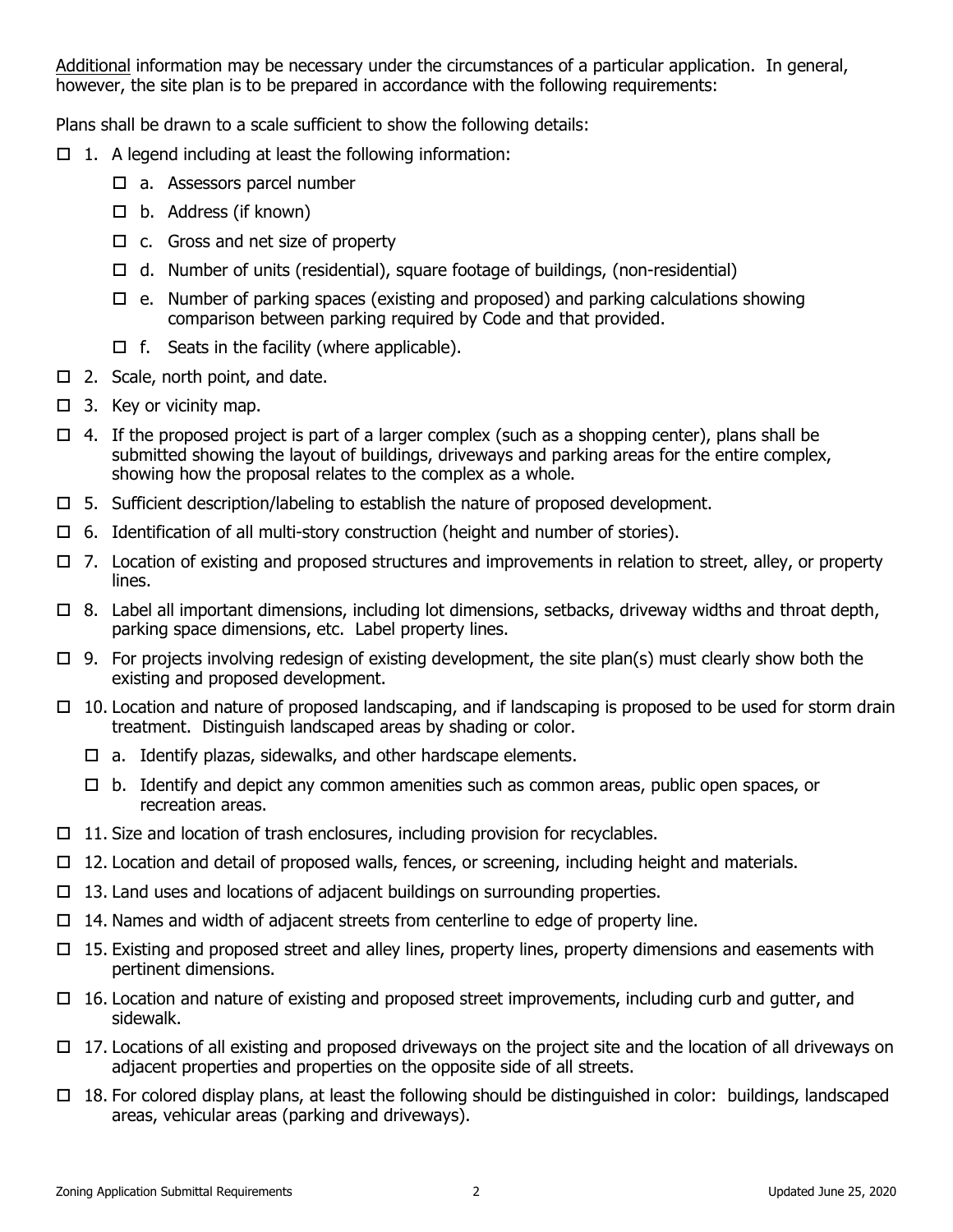<u>Additional</u> information may be necessary under the circumstances of a particular application. In general, however, the site plan is to be prepared in accordance with the following requirements:

Plans shall be drawn to a scale sufficient to show the following details:

- ☐ 1. A legend including at least the following information:
  - ☐ a. Assessors parcel number
  - ☐ b. Address (if known)
  - ☐ c. Gross and net size of property
  - ☐ d. Number of units (residential), square footage of buildings, (non-residential)
  - ☐ e. Number of parking spaces (existing and proposed) and parking calculations showing comparison between parking required by Code and that provided.
  - ☐ f. Seats in the facility (where applicable).
- ☐ 2. Scale, north point, and date.
- ☐ 3. Key or vicinity map.
- ☐ 4. If the proposed project is part of a larger complex (such as a shopping center), plans shall be submitted showing the layout of buildings, driveways and parking areas for the entire complex, showing how the proposal relates to the complex as a whole.
- ☐ 5. Sufficient description/labeling to establish the nature of proposed development.
- ☐ 6. Identification of all multi-story construction (height and number of stories).
- ☐ 7. Location of existing and proposed structures and improvements in relation to street, alley, or property lines.
- ☐ 8. Label all important dimensions, including lot dimensions, setbacks, driveway widths and throat depth, parking space dimensions, etc. Label property lines.
- ☐ 9. For projects involving redesign of existing development, the site plan(s) must clearly show both the existing and proposed development.
- ☐ 10. Location and nature of proposed landscaping, and if landscaping is proposed to be used for storm drain treatment. Distinguish landscaped areas by shading or color.
  - ☐ a. Identify plazas, sidewalks, and other hardscape elements.
  - ☐ b. Identify and depict any common amenities such as common areas, public open spaces, or recreation areas.
- ☐ 11. Size and location of trash enclosures, including provision for recyclables.
- ☐ 12. Location and detail of proposed walls, fences, or screening, including height and materials.
- ☐ 13. Land uses and locations of adjacent buildings on surrounding properties.
- ☐ 14. Names and width of adjacent streets from centerline to edge of property line.
- ☐ 15. Existing and proposed street and alley lines, property lines, property dimensions and easements with pertinent dimensions.
- ☐ 16. Location and nature of existing and proposed street improvements, including curb and gutter, and sidewalk.
- ☐ 17. Locations of all existing and proposed driveways on the project site and the location of all driveways on adjacent properties and properties on the opposite side of all streets.
- ☐ 18. For colored display plans, at least the following should be distinguished in color: buildings, landscaped areas, vehicular areas (parking and driveways).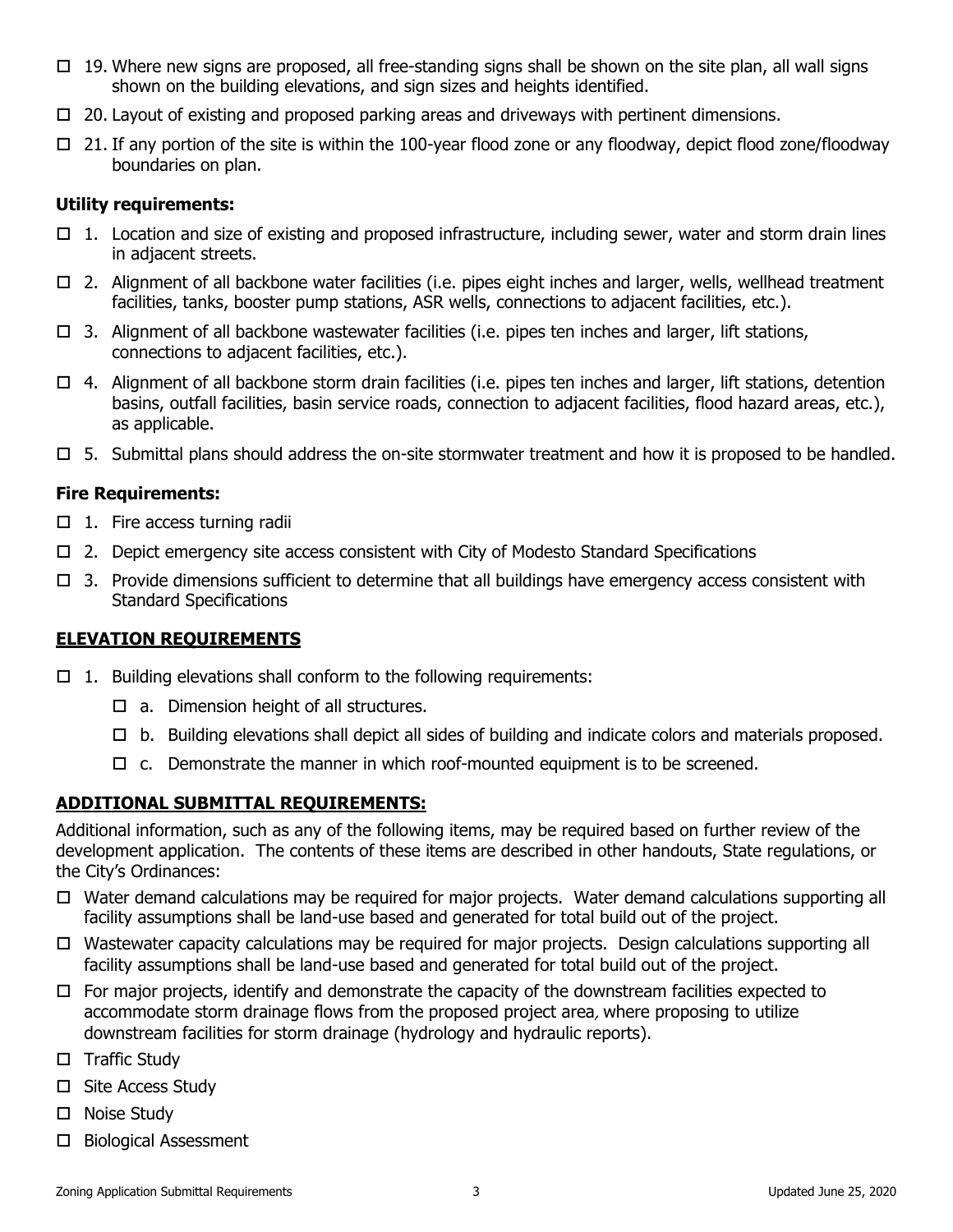- ☐ 19. Where new signs are proposed, all free-standing signs shall be shown on the site plan, all wall signs shown on the building elevations, and sign sizes and heights identified.
- ☐ 20. Layout of existing and proposed parking areas and driveways with pertinent dimensions.
- ☐ 21. If any portion of the site is within the 100-year flood zone or any floodway, depict flood zone/floodway boundaries on plan.

**Utility requirements:**

- ☐ 1. Location and size of existing and proposed infrastructure, including sewer, water and storm drain lines in adjacent streets.
- ☐ 2. Alignment of all backbone water facilities (i.e. pipes eight inches and larger, wells, wellhead treatment facilities, tanks, booster pump stations, ASR wells, connections to adjacent facilities, etc.).
- ☐ 3. Alignment of all backbone wastewater facilities (i.e. pipes ten inches and larger, lift stations, connections to adjacent facilities, etc.).
- ☐ 4. Alignment of all backbone storm drain facilities (i.e. pipes ten inches and larger, lift stations, detention basins, outfall facilities, basin service roads, connection to adjacent facilities, flood hazard areas, etc.), as applicable.
- ☐ 5. Submittal plans should address the on-site stormwater treatment and how it is proposed to be handled.

**Fire Requirements:**

- ☐ 1. Fire access turning radii
- ☐ 2. Depict emergency site access consistent with City of Modesto Standard Specifications
- ☐ 3. Provide dimensions sufficient to determine that all buildings have emergency access consistent with Standard Specifications

## ELEVATION REQUIREMENTS

- ☐ 1. Building elevations shall conform to the following requirements:
  - ☐ a. Dimension height of all structures.
  - ☐ b. Building elevations shall depict all sides of building and indicate colors and materials proposed.
  - ☐ c. Demonstrate the manner in which roof-mounted equipment is to be screened.

## ADDITIONAL SUBMITTAL REQUIREMENTS:

Additional information, such as any of the following items, may be required based on further review of the development application. The contents of these items are described in other handouts, State regulations, or the City's Ordinances:

- ☐ Water demand calculations may be required for major projects. Water demand calculations supporting all facility assumptions shall be land-use based and generated for total build out of the project.
- ☐ Wastewater capacity calculations may be required for major projects. Design calculations supporting all facility assumptions shall be land-use based and generated for total build out of the project.
- ☐ For major projects, identify and demonstrate the capacity of the downstream facilities expected to accommodate storm drainage flows from the proposed project area, where proposing to utilize downstream facilities for storm drainage (hydrology and hydraulic reports).
- ☐ Traffic Study
- ☐ Site Access Study
- ☐ Noise Study
- ☐ Biological Assessment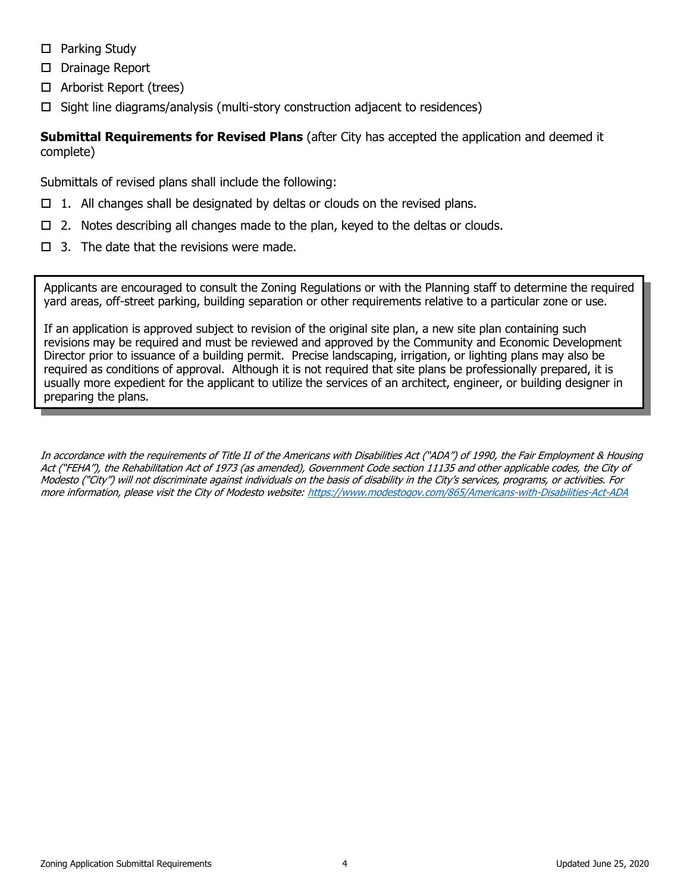- ☐ Parking Study
- ☐ Drainage Report
- ☐ Arborist Report (trees)
- ☐ Sight line diagrams/analysis (multi-story construction adjacent to residences)

**Submittal Requirements for Revised Plans** (after City has accepted the application and deemed it complete)

Submittals of revised plans shall include the following:

- ☐ 1. All changes shall be designated by deltas or clouds on the revised plans.
- ☐ 2. Notes describing all changes made to the plan, keyed to the deltas or clouds.
- ☐ 3. The date that the revisions were made.

Applicants are encouraged to consult the Zoning Regulations or with the Planning staff to determine the required yard areas, off-street parking, building separation or other requirements relative to a particular zone or use.

If an application is approved subject to revision of the original site plan, a new site plan containing such revisions may be required and must be reviewed and approved by the Community and Economic Development Director prior to issuance of a building permit. Precise landscaping, irrigation, or lighting plans may also be required as conditions of approval. Although it is not required that site plans be professionally prepared, it is usually more expedient for the applicant to utilize the services of an architect, engineer, or building designer in preparing the plans.

*In accordance with the requirements of Title II of the Americans with Disabilities Act ("ADA") of 1990, the Fair Employment & Housing Act ("FEHA"), the Rehabilitation Act of 1973 (as amended), Government Code section 11135 and other applicable codes, the City of Modesto ("City") will not discriminate against individuals on the basis of disability in the City's services, programs, or activities. For more information, please visit the City of Modesto website: https://www.modestogov.com/865/Americans-with-Disabilities-Act-ADA*